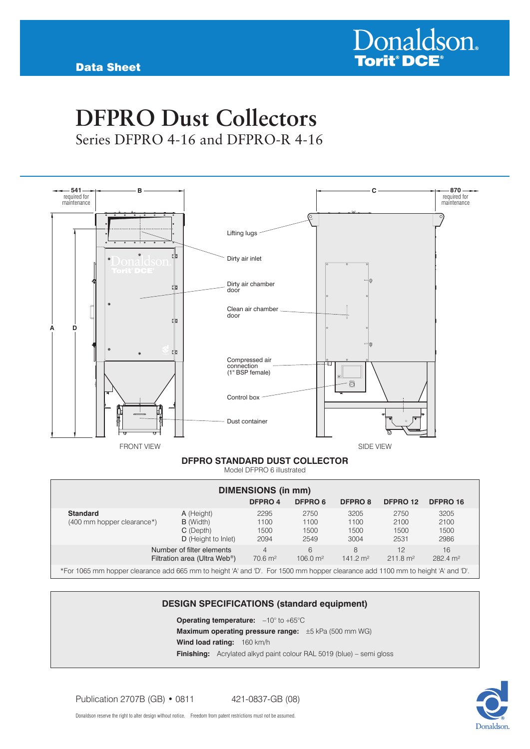Data Sheet

# DFPRO Dust Collectors

## Series DFPRO 4-16 and DFPRO-R 4-16

541 required for maintenance — B — C — 870 required for maintenance

A D

Lifting lugs

Dirty air inlet

Dirty air chamber door

Clean air chamber door

Compressed air connection (1" BSP female)

Control box

Dust container

FRONT VIEW SIDE VIEW

**DFPRO STANDARD DUST COLLECTOR**

Model DFPRO 6 illustrated

### DIMENSIONS (in mm)

| | | DFPRO 4 | DFPRO 6 | DFPRO 8 | DFPRO 12 | DFPRO 16 |
|---|---|---|---|---|---|---|
| **Standard** (400 mm hopper clearance*) | A (Height) | 2295 | 2750 | 3205 | 2750 | 3205 |
| | B (Width) | 1100 | 1100 | 1100 | 2100 | 2100 |
| | C (Depth) | 1500 | 1500 | 1500 | 1500 | 1500 |
| | D (Height to Inlet) | 2094 | 2549 | 3004 | 2531 | 2986 |
| Number of filter elements | | 4 | 6 | 8 | 12 | 16 |
| Filtration area (Ultra Web®) | | 70.6 m² | 106.0 m² | 141.2 m² | 211.8 m² | 282.4 m² |

*For 1065 mm hopper clearance add 665 mm to height 'A' and 'D'. For 1500 mm hopper clearance add 1100 mm to height 'A' and 'D'.

### DESIGN SPECIFICATIONS (standard equipment)

**Operating temperature:** –10° to +65°C

**Maximum operating pressure range:** ±5 kPa (500 mm WG)

**Wind load rating:** 160 km/h

**Finishing:** Acrylated alkyd paint colour RAL 5019 (blue) – semi gloss

Publication 2707B (GB) • 0811    421-0837-GB (08)

Donaldson reserve the right to alter design without notice. Freedom from patent restrictions must not be assumed.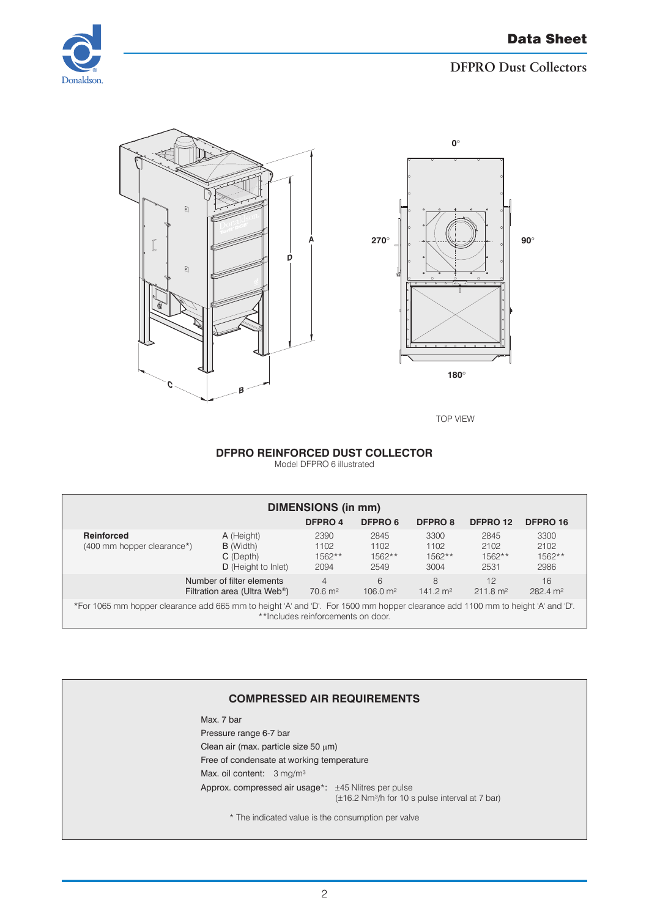0°

270°

90°

180°

TOP VIEW

**DFPRO REINFORCED DUST COLLECTOR**

Model DFPRO 6 illustrated

**DIMENSIONS (in mm)**

| | | DFPRO 4 | DFPRO 6 | DFPRO 8 | DFPRO 12 | DFPRO 16 |
|---|---|---|---|---|---|---|
| **Reinforced** (400 mm hopper clearance*) | **A** (Height) | 2390 | 2845 | 3300 | 2845 | 3300 |
| | **B** (Width) | 1102 | 1102 | 1102 | 2102 | 2102 |
| | **C** (Depth) | 1562** | 1562** | 1562** | 1562** | 1562** |
| | **D** (Height to Inlet) | 2094 | 2549 | 3004 | 2531 | 2986 |
| | Number of filter elements | 4 | 6 | 8 | 12 | 16 |
| | Filtration area (Ultra Web®) | 70.6 m² | 106.0 m² | 141.2 m² | 211.8 m² | 282.4 m² |

*For 1065 mm hopper clearance add 665 mm to height 'A' and 'D'. For 1500 mm hopper clearance add 1100 mm to height 'A' and 'D'.
**Includes reinforcements on door.

**COMPRESSED AIR REQUIREMENTS**

Max. 7 bar

Pressure range 6-7 bar

Clean air (max. particle size 50 μm)

Free of condensate at working temperature

Max. oil content: 3 mg/m³

Approx. compressed air usage*: ±45 Nlitres per pulse
(±16.2 Nm³/h for 10 s pulse interval at 7 bar)

\* The indicated value is the consumption per valve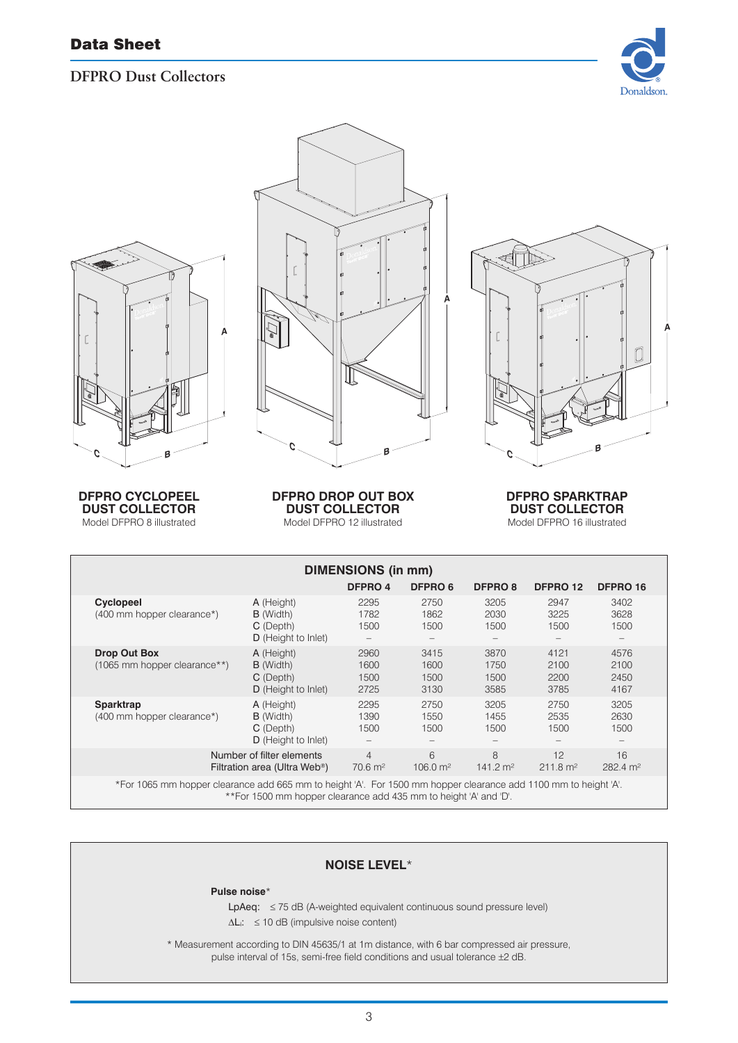## DFPRO Dust Collectors

**DFPRO CYCLOPEEL DUST COLLECTOR**
Model DFPRO 8 illustrated

**DFPRO DROP OUT BOX DUST COLLECTOR**
Model DFPRO 12 illustrated

**DFPRO SPARKTRAP DUST COLLECTOR**
Model DFPRO 16 illustrated

### DIMENSIONS (in mm)

| | | DFPRO 4 | DFPRO 6 | DFPRO 8 | DFPRO 12 | DFPRO 16 |
|---|---|---|---|---|---|---|
| **Cyclopeel** (400 mm hopper clearance*) | **A** (Height) | 2295 | 2750 | 3205 | 2947 | 3402 |
| | **B** (Width) | 1782 | 1862 | 2030 | 3225 | 3628 |
| | **C** (Depth) | 1500 | 1500 | 1500 | 1500 | 1500 |
| | **D** (Height to Inlet) | – | – | – | – | – |
| **Drop Out Box** (1065 mm hopper clearance**) | **A** (Height) | 2960 | 3415 | 3870 | 4121 | 4576 |
| | **B** (Width) | 1600 | 1600 | 1750 | 2100 | 2100 |
| | **C** (Depth) | 1500 | 1500 | 1500 | 2200 | 2450 |
| | **D** (Height to Inlet) | 2725 | 3130 | 3585 | 3785 | 4167 |
| **Sparktrap** (400 mm hopper clearance*) | **A** (Height) | 2295 | 2750 | 3205 | 2750 | 3205 |
| | **B** (Width) | 1390 | 1550 | 1455 | 2535 | 2630 |
| | **C** (Depth) | 1500 | 1500 | 1500 | 1500 | 1500 |
| | **D** (Height to Inlet) | – | – | – | – | – |
| | Number of filter elements | 4 | 6 | 8 | 12 | 16 |
| | Filtration area (Ultra Web®) | 70.6 m² | 106.0 m² | 141.2 m² | 211.8 m² | 282.4 m² |

*For 1065 mm hopper clearance add 665 mm to height 'A'. For 1500 mm hopper clearance add 1100 mm to height 'A'.
**For 1500 mm hopper clearance add 435 mm to height 'A' and 'D'.

### NOISE LEVEL*

**Pulse noise***

LpAeq: ≤ 75 dB (A-weighted equivalent continuous sound pressure level)

$\Delta L_i$: ≤ 10 dB (impulsive noise content)

* Measurement according to DIN 45635/1 at 1m distance, with 6 bar compressed air pressure, pulse interval of 15s, semi-free field conditions and usual tolerance ±2 dB.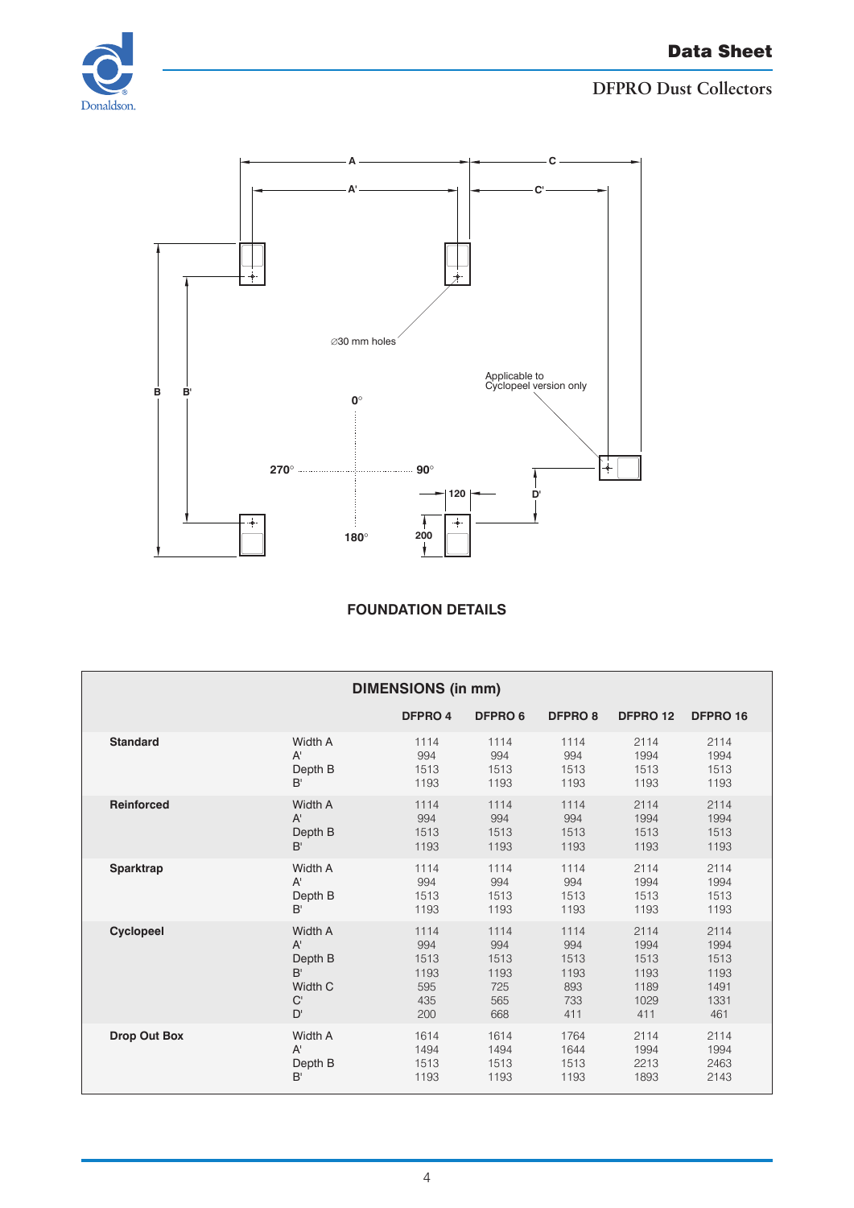A

A'

C

C'

∅30 mm holes

Applicable to Cyclopeel version only

B B'

0°

270° 90°

180°

120

D'

200

**FOUNDATION DETAILS**

| DIMENSIONS (in mm) | | | | | | |
|---|---|---|---|---|---|---|
| | | DFPRO 4 | DFPRO 6 | DFPRO 8 | DFPRO 12 | DFPRO 16 |
| **Standard** | Width A | 1114 | 1114 | 1114 | 2114 | 2114 |
| | A' | 994 | 994 | 994 | 1994 | 1994 |
| | Depth B | 1513 | 1513 | 1513 | 1513 | 1513 |
| | B' | 1193 | 1193 | 1193 | 1193 | 1193 |
| **Reinforced** | Width A | 1114 | 1114 | 1114 | 2114 | 2114 |
| | A' | 994 | 994 | 994 | 1994 | 1994 |
| | Depth B | 1513 | 1513 | 1513 | 1513 | 1513 |
| | B' | 1193 | 1193 | 1193 | 1193 | 1193 |
| **Sparktrap** | Width A | 1114 | 1114 | 1114 | 2114 | 2114 |
| | A' | 994 | 994 | 994 | 1994 | 1994 |
| | Depth B | 1513 | 1513 | 1513 | 1513 | 1513 |
| | B' | 1193 | 1193 | 1193 | 1193 | 1193 |
| **Cyclopeel** | Width A | 1114 | 1114 | 1114 | 2114 | 2114 |
| | A' | 994 | 994 | 994 | 1994 | 1994 |
| | Depth B | 1513 | 1513 | 1513 | 1513 | 1513 |
| | B' | 1193 | 1193 | 1193 | 1193 | 1193 |
| | Width C | 595 | 725 | 893 | 1189 | 1491 |
| | C' | 435 | 565 | 733 | 1029 | 1331 |
| | D' | 200 | 668 | 411 | 411 | 461 |
| **Drop Out Box** | Width A | 1614 | 1614 | 1764 | 2114 | 2114 |
| | A' | 1494 | 1494 | 1644 | 1994 | 1994 |
| | Depth B | 1513 | 1513 | 1513 | 2213 | 2463 |
| | B' | 1193 | 1193 | 1193 | 1893 | 2143 |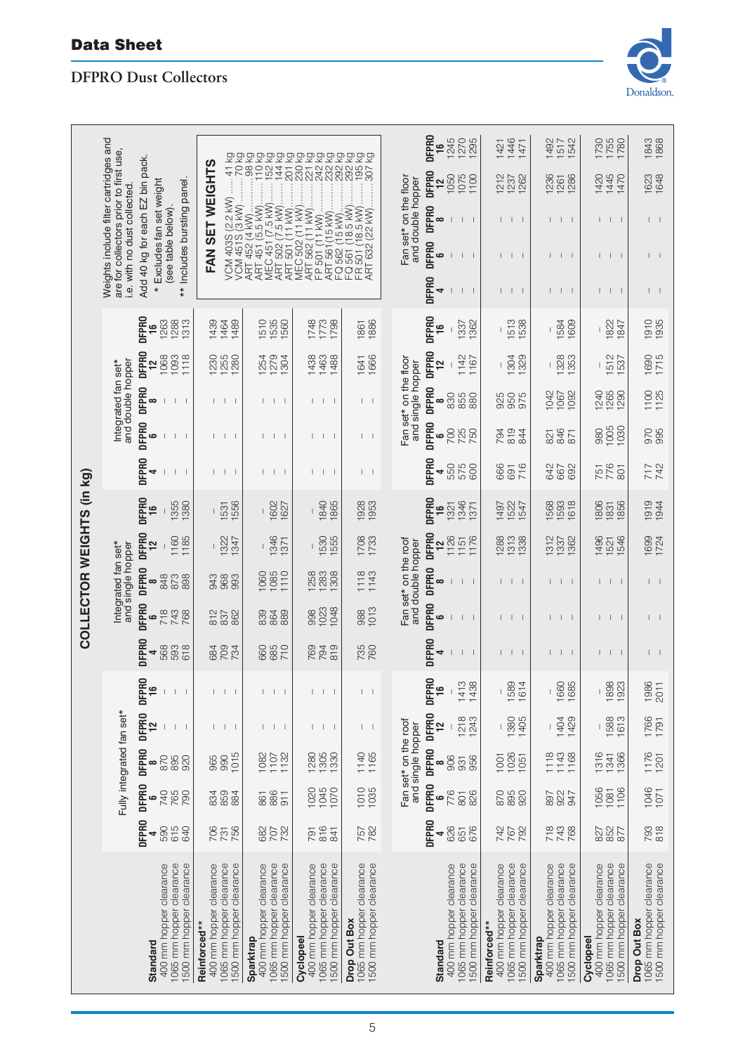# COLLECTOR WEIGHTS (in kg)

| | Fully integrated fan set* | | | | | Integrated fan set* and single hopper | | | | | Integrated fan set* and double hopper | | | | |
|---|---|---|---|---|---|---|---|---|---|---|---|---|---|---|---|
| | DFPRO 4 | DFPRO 6 | DFPRO 8 | DFPRO 12 | DFPRO 16 | DFPRO 4 | DFPRO 6 | DFPRO 8 | DFPRO 12 | DFPRO 16 | DFPRO 4 | DFPRO 6 | DFPRO 8 | DFPRO 12 | DFPRO 16 |
| **Standard** | | | | | | | | | | | | | | | |
| 400 mm hopper clearance | 590 | 740 | 870 | – | – | 568 | 718 | 848 | – | – | – | – | – | 1068 | 1263 |
| 1065 mm hopper clearance | 615 | 765 | 895 | – | – | 593 | 743 | 873 | 1160 | 1355 | – | – | – | 1093 | 1288 |
| 1500 mm hopper clearance | 640 | 790 | 920 | – | – | 618 | 768 | 898 | 1185 | 1380 | – | – | – | 1118 | 1313 |
| **Reinforced**** | | | | | | | | | | | | | | | |
| 400 mm hopper clearance | 706 | 834 | 965 | – | – | 684 | 812 | 943 | – | – | – | – | – | 1230 | 1439 |
| 1065 mm hopper clearance | 731 | 859 | 990 | – | – | 709 | 837 | 968 | 1322 | 1531 | – | – | – | 1255 | 1464 |
| 1500 mm hopper clearance | 756 | 884 | 1015 | – | – | 734 | 862 | 993 | 1347 | 1556 | – | – | – | 1280 | 1489 |
| **Sparktrap** | | | | | | | | | | | | | | | |
| 400 mm hopper clearance | 682 | 861 | 1082 | – | – | 660 | 839 | 1060 | – | – | – | – | – | 1254 | 1510 |
| 1065 mm hopper clearance | 707 | 886 | 1107 | – | – | 685 | 864 | 1085 | 1346 | 1602 | – | – | – | 1279 | 1535 |
| 1500 mm hopper clearance | 732 | 911 | 1132 | – | – | 710 | 889 | 1110 | 1371 | 1627 | – | – | – | 1304 | 1560 |
| **Cyclopeel** | | | | | | | | | | | | | | | |
| 400 mm hopper clearance | 791 | 1020 | 1280 | – | – | 769 | 998 | 1258 | – | – | – | – | – | 1438 | 1748 |
| 1065 mm hopper clearance | 816 | 1045 | 1305 | – | – | 794 | 1023 | 1283 | 1530 | 1840 | – | – | – | 1463 | 1773 |
| 1500 mm hopper clearance | 841 | 1070 | 1330 | – | – | 819 | 1048 | 1308 | 1555 | 1865 | – | – | – | 1488 | 1798 |
| **Drop Out Box** | | | | | | | | | | | | | | | |
| 1065 mm hopper clearance | 757 | 1010 | 1140 | – | – | 735 | 988 | 1118 | 1708 | 1928 | – | – | – | 1641 | 1861 |
| 1500 mm hopper clearance | 782 | 1035 | 1165 | – | – | 760 | 1013 | 1143 | 1733 | 1953 | – | – | – | 1666 | 1886 |

| | Fan set* on the roof and single hopper | | | | | Fan set* on the roof and double hopper | | | | | Fan set* on the floor and single hopper | | | | | Fan set* on the floor and double hopper | | | | |
|---|---|---|---|---|---|---|---|---|---|---|---|---|---|---|---|---|---|---|---|---|
| | DFPRO 4 | DFPRO 6 | DFPRO 8 | DFPRO 12 | DFPRO 16 | DFPRO 4 | DFPRO 6 | DFPRO 8 | DFPRO 12 | DFPRO 16 | DFPRO 4 | DFPRO 6 | DFPRO 8 | DFPRO 12 | DFPRO 16 | DFPRO 4 | DFPRO 6 | DFPRO 8 | DFPRO 12 | DFPRO 16 |
| **Standard** | | | | | | | | | | | | | | | | | | | | |
| 400 mm hopper clearance | 626 | 776 | 906 | – | – | – | – | – | 1126 | 1321 | 550 | 700 | 830 | – | – | – | – | – | 1050 | 1245 |
| 1065 mm hopper clearance | 651 | 801 | 931 | 1218 | 1413 | – | – | – | 1151 | 1346 | 575 | 725 | 855 | 1142 | 1337 | – | – | – | 1075 | 1270 |
| 1500 mm hopper clearance | 676 | 826 | 956 | 1243 | 1438 | – | – | – | 1176 | 1371 | 600 | 750 | 880 | 1167 | 1362 | – | – | – | 1100 | 1295 |
| **Reinforced**** | | | | | | | | | | | | | | | | | | | | |
| 400 mm hopper clearance | 742 | 870 | 1001 | – | – | – | – | – | 1288 | 1497 | 666 | 794 | 925 | – | – | – | – | – | 1212 | 1421 |
| 1065 mm hopper clearance | 767 | 895 | 1026 | 1380 | 1589 | – | – | – | 1313 | 1522 | 691 | 819 | 950 | 1304 | 1513 | – | – | – | 1237 | 1446 |
| 1500 mm hopper clearance | 792 | 920 | 1051 | 1405 | 1614 | – | – | – | 1338 | 1547 | 716 | 844 | 975 | 1329 | 1538 | – | – | – | 1262 | 1471 |
| **Sparktrap** | | | | | | | | | | | | | | | | | | | | |
| 400 mm hopper clearance | 718 | 897 | 1118 | – | – | – | – | – | 1312 | 1568 | 642 | 821 | 1042 | – | – | – | – | – | 1236 | 1492 |
| 1065 mm hopper clearance | 743 | 922 | 1143 | 1404 | 1660 | – | – | – | 1337 | 1593 | 667 | 846 | 1067 | 1328 | 1584 | – | – | – | 1261 | 1517 |
| 1500 mm hopper clearance | 768 | 947 | 1168 | 1429 | 1685 | – | – | – | 1362 | 1618 | 692 | 871 | 1092 | 1353 | 1609 | – | – | – | 1286 | 1542 |
| **Cyclopeel** | | | | | | | | | | | | | | | | | | | | |
| 400 mm hopper clearance | 827 | 1056 | 1316 | – | – | – | – | – | 1496 | 1806 | 751 | 980 | 1240 | – | – | – | – | – | 1420 | 1730 |
| 1065 mm hopper clearance | 852 | 1081 | 1341 | 1588 | 1898 | – | – | – | 1521 | 1831 | 776 | 1005 | 1265 | 1512 | 1822 | – | – | – | 1445 | 1755 |
| 1500 mm hopper clearance | 877 | 1106 | 1366 | 1613 | 1923 | – | – | – | 1546 | 1856 | 801 | 1030 | 1290 | 1537 | 1847 | – | – | – | 1470 | 1780 |
| **Drop Out Box** | | | | | | | | | | | | | | | | | | | | |
| 1065 mm hopper clearance | 793 | 1046 | 1176 | 1766 | 1986 | – | – | – | 1699 | 1919 | 717 | 970 | 1100 | 1690 | 1910 | – | – | – | 1623 | 1843 |
| 1500 mm hopper clearance | 818 | 1071 | 1201 | 1791 | 2011 | – | – | – | 1724 | 1944 | 742 | 995 | 1125 | 1715 | 1935 | – | – | – | 1648 | 1868 |

Weights include filter cartridges and are for collectors prior to first use, i.e. with no dust collected.

Add 40 kg for each EZ bin pack.

\* Excludes fan set weight (see table below).

\*\* Includes bursting panel.

## FAN SET WEIGHTS

| Fan set | Weight |
|---|---|
| VCM 403S (2.2 kW) | 41 kg |
| VCM 451S (3 kW) | 70 kg |
| ART 452 (4 kW) | 98 kg |
| ART 451 (5.5 kW) | 110 kg |
| MEC 451 (7.5 kW) | 152 kg |
| ART 502 (7.5 kW) | 144 kg |
| ART 501 (11 kW) | 201 kg |
| MEC 502 (11 kW) | 230 kg |
| ART 562 (11 kW) | 221 kg |
| FP 501 (11 kW) | 242 kg |
| ART 561 (15 kW) | 232 kg |
| FQ 562 (15 kW) | 292 kg |
| FQ 561 (18.5 kW) | 292 kg |
| FR 501 (18.5 kW) | 195 kg |
| ART 632 (22 kW) | 307 kg |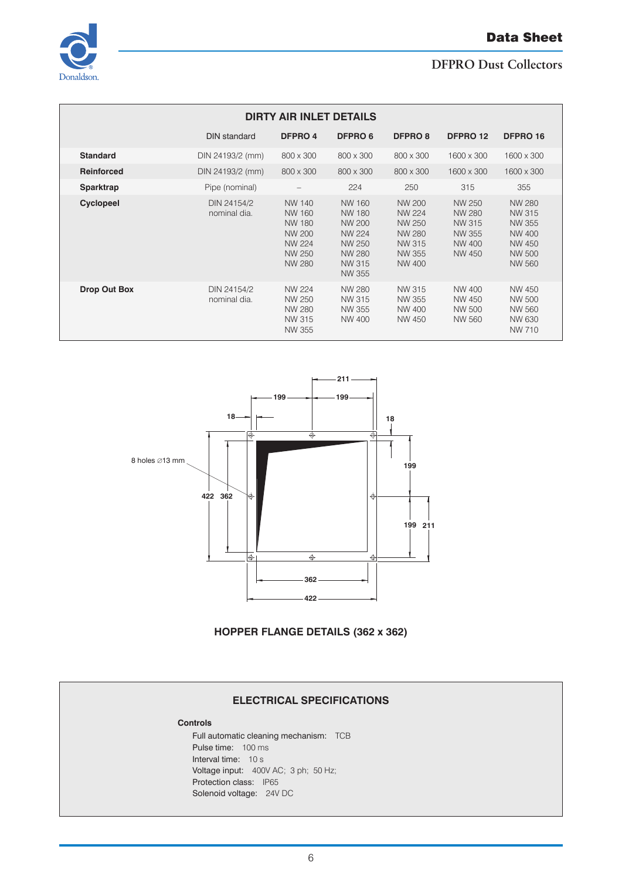## DIRTY AIR INLET DETAILS

| | DIN standard | DFPRO 4 | DFPRO 6 | DFPRO 8 | DFPRO 12 | DFPRO 16 |
|---|---|---|---|---|---|---|
| **Standard** | DIN 24193/2 (mm) | 800 x 300 | 800 x 300 | 800 x 300 | 1600 x 300 | 1600 x 300 |
| **Reinforced** | DIN 24193/2 (mm) | 800 x 300 | 800 x 300 | 800 x 300 | 1600 x 300 | 1600 x 300 |
| **Sparktrap** | Pipe (nominal) | – | 224 | 250 | 315 | 355 |
| **Cyclopeel** | DIN 24154/2 nominal dia. | NW 140<br>NW 160<br>NW 180<br>NW 200<br>NW 224<br>NW 250<br>NW 280 | NW 160<br>NW 180<br>NW 200<br>NW 224<br>NW 250<br>NW 280<br>NW 315<br>NW 355 | NW 200<br>NW 224<br>NW 250<br>NW 280<br>NW 315<br>NW 355<br>NW 400 | NW 250<br>NW 280<br>NW 315<br>NW 355<br>NW 400<br>NW 450 | NW 280<br>NW 315<br>NW 355<br>NW 400<br>NW 450<br>NW 500<br>NW 560 |
| **Drop Out Box** | DIN 24154/2 nominal dia. | NW 224<br>NW 250<br>NW 280<br>NW 315<br>NW 355 | NW 280<br>NW 315<br>NW 355<br>NW 400 | NW 315<br>NW 355<br>NW 400<br>NW 450 | NW 400<br>NW 450<br>NW 500<br>NW 560 | NW 450<br>NW 500<br>NW 560<br>NW 630<br>NW 710 |

8 holes ∅13 mm

211, 199, 199, 18, 18, 422, 362, 199, 199, 211, 362, 422

**HOPPER FLANGE DETAILS (362 x 362)**

## ELECTRICAL SPECIFICATIONS

**Controls**

Full automatic cleaning mechanism: TCB
Pulse time: 100 ms
Interval time: 10 s
Voltage input: 400V AC; 3 ph; 50 Hz;
Protection class: IP65
Solenoid voltage: 24V DC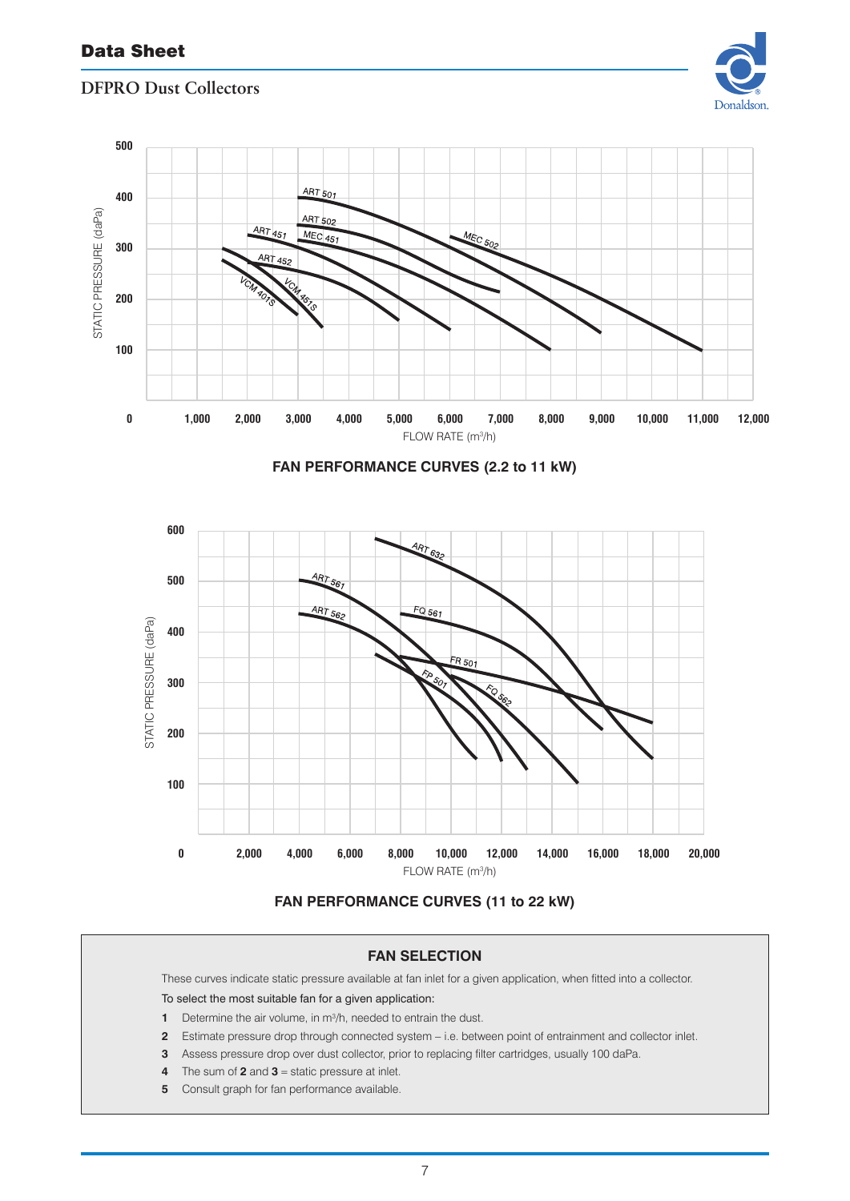FAN PERFORMANCE CURVES (2.2 to 11 kW)

FAN PERFORMANCE CURVES (11 to 22 kW)

## FAN SELECTION

These curves indicate static pressure available at fan inlet for a given application, when fitted into a collector.

To select the most suitable fan for a given application:

1. Determine the air volume, in $m^3/h$, needed to entrain the dust.
2. Estimate pressure drop through connected system – i.e. between point of entrainment and collector inlet.
3. Assess pressure drop over dust collector, prior to replacing filter cartridges, usually 100 daPa.
4. The sum of **2** and **3** = static pressure at inlet.
5. Consult graph for fan performance available.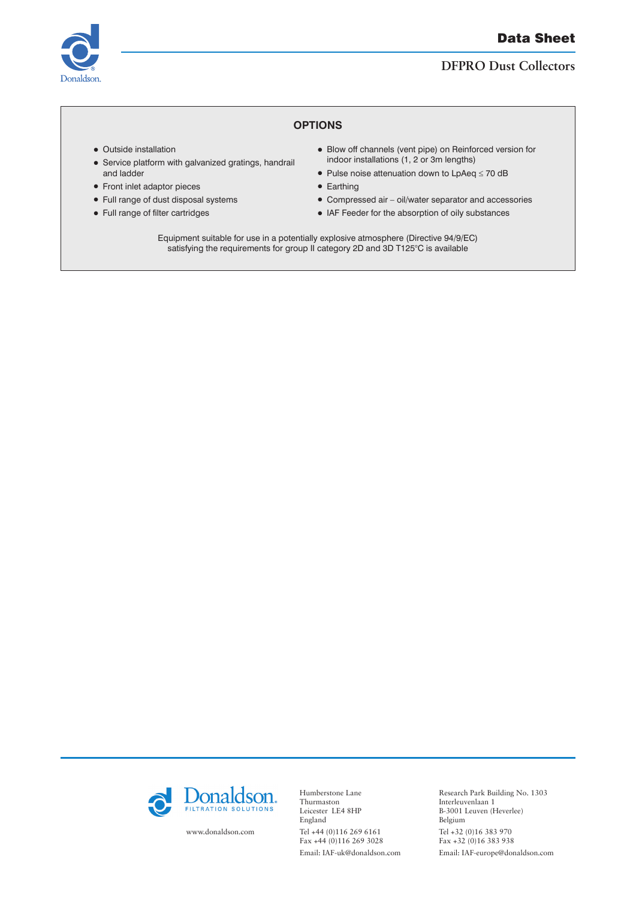## OPTIONS

- Outside installation
- Service platform with galvanized gratings, handrail and ladder
- Front inlet adaptor pieces
- Full range of dust disposal systems
- Full range of filter cartridges
- Blow off channels (vent pipe) on Reinforced version for indoor installations (1, 2 or 3m lengths)
- Pulse noise attenuation down to LpAeq ≤ 70 dB
- Earthing
- Compressed air – oil/water separator and accessories
- IAF Feeder for the absorption of oily substances

Equipment suitable for use in a potentially explosive atmosphere (Directive 94/9/EC) satisfying the requirements for group II category 2D and 3D T125°C is available

Donaldson. FILTRATION SOLUTIONS

www.donaldson.com

Humberstone Lane
Thurmaston
Leicester LE4 8HP
England
Tel +44 (0)116 269 6161
Fax +44 (0)116 269 3028
Email: IAF-uk@donaldson.com

Research Park Building No. 1303
Interleuvenlaan 1
B-3001 Leuven (Heverlee)
Belgium
Tel +32 (0)16 383 970
Fax +32 (0)16 383 938
Email: IAF-europe@donaldson.com